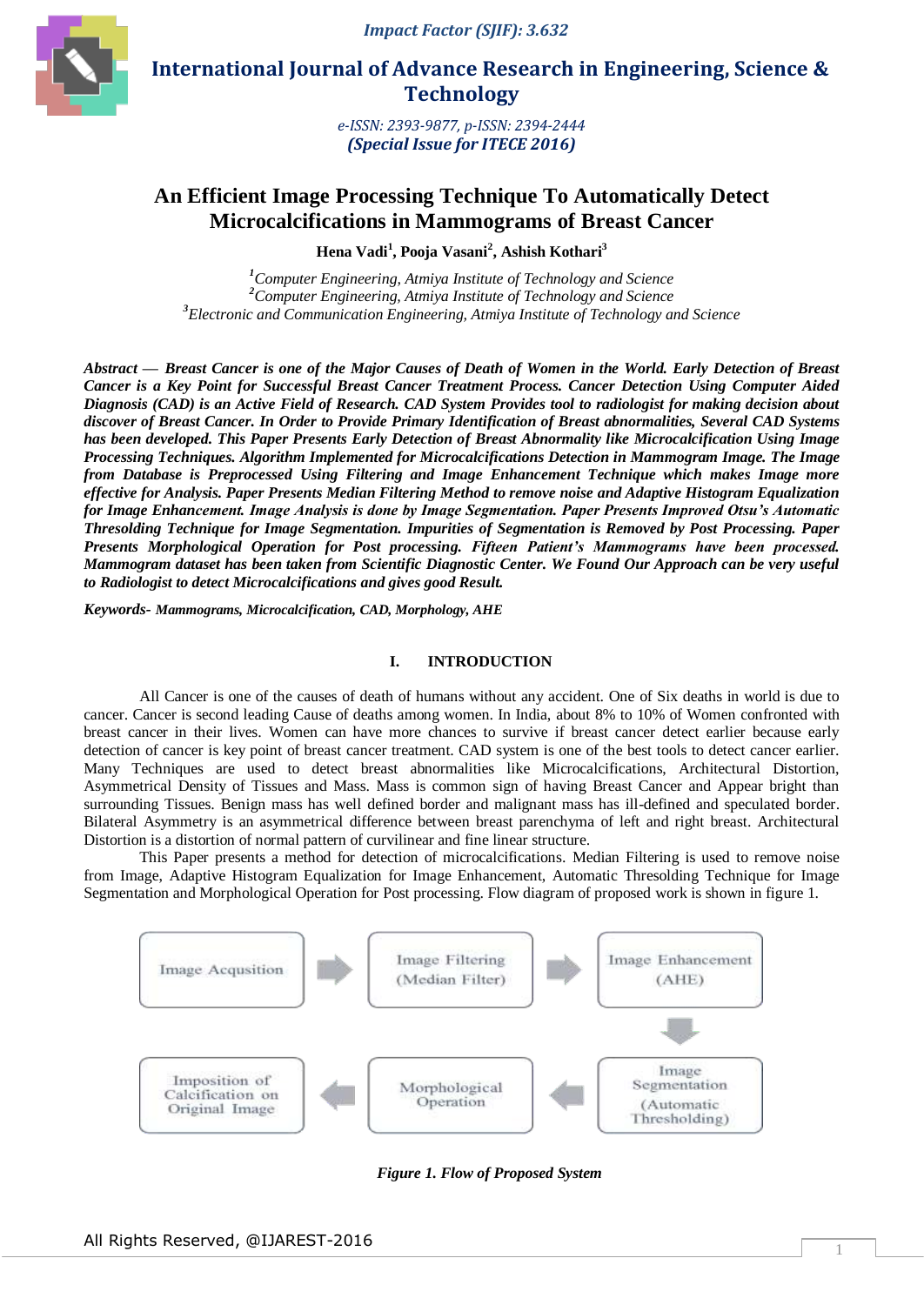# An Efficient Image Processing Technique To Automatically Detect Microcalcifications in Mammograms of Breast Cancer

**Hena Vadi[1], Pooja Vasani[2], Ashish Kothari[3]**

[1]*Computer Engineering, Atmiya Institute of Technology and Science*
[2]*Computer Engineering, Atmiya Institute of Technology and Science*
[3]*Electronic and Communication Engineering, Atmiya Institute of Technology and Science*

***Abstract — Breast Cancer is one of the Major Causes of Death of Women in the World. Early Detection of Breast Cancer is a Key Point for Successful Breast Cancer Treatment Process. Cancer Detection Using Computer Aided Diagnosis (CAD) is an Active Field of Research. CAD System Provides tool to radiologist for making decision about discover of Breast Cancer. In Order to Provide Primary Identification of Breast abnormalities, Several CAD Systems has been developed. This Paper Presents Early Detection of Breast Abnormality like Microcalcification Using Image Processing Techniques. Algorithm Implemented for Microcalcifications Detection in Mammogram Image. The Image from Database is Preprocessed Using Filtering and Image Enhancement Technique which makes Image more effective for Analysis. Paper Presents Median Filtering Method to remove noise and Adaptive Histogram Equalization for Image Enhancement. Image Analysis is done by Image Segmentation. Paper Presents Improved Otsu's Automatic Thresolding Technique for Image Segmentation. Impurities of Segmentation is Removed by Post Processing. Paper Presents Morphological Operation for Post processing. Fifteen Patient's Mammograms have been processed. Mammogram dataset has been taken from Scientific Diagnostic Center. We Found Our Approach can be very useful to Radiologist to detect Microcalcifications and gives good Result.***

***Keywords- Mammograms, Microcalcification, CAD, Morphology, AHE***

## I. INTRODUCTION

All Cancer is one of the causes of death of humans without any accident. One of Six deaths in world is due to cancer. Cancer is second leading Cause of deaths among women. In India, about 8% to 10% of Women confronted with breast cancer in their lives. Women can have more chances to survive if breast cancer detect earlier because early detection of cancer is key point of breast cancer treatment. CAD system is one of the best tools to detect cancer earlier. Many Techniques are used to detect breast abnormalities like Microcalcifications, Architectural Distortion, Asymmetrical Density of Tissues and Mass. Mass is common sign of having Breast Cancer and Appear bright than surrounding Tissues. Benign mass has well defined border and malignant mass has ill-defined and speculated border. Bilateral Asymmetry is an asymmetrical difference between breast parenchyma of left and right breast. Architectural Distortion is a distortion of normal pattern of curvilinear and fine linear structure.

This Paper presents a method for detection of microcalcifications. Median Filtering is used to remove noise from Image, Adaptive Histogram Equalization for Image Enhancement, Automatic Thresolding Technique for Image Segmentation and Morphological Operation for Post processing. Flow diagram of proposed work is shown in figure 1.

Image Acqusition → Image Filtering (Median Filter) → Image Enhancement (AHE) → Image Segmentation (Automatic Thresholding) → Morphological Operation → Imposition of Calcification on Original Image

*Figure 1. Flow of Proposed System*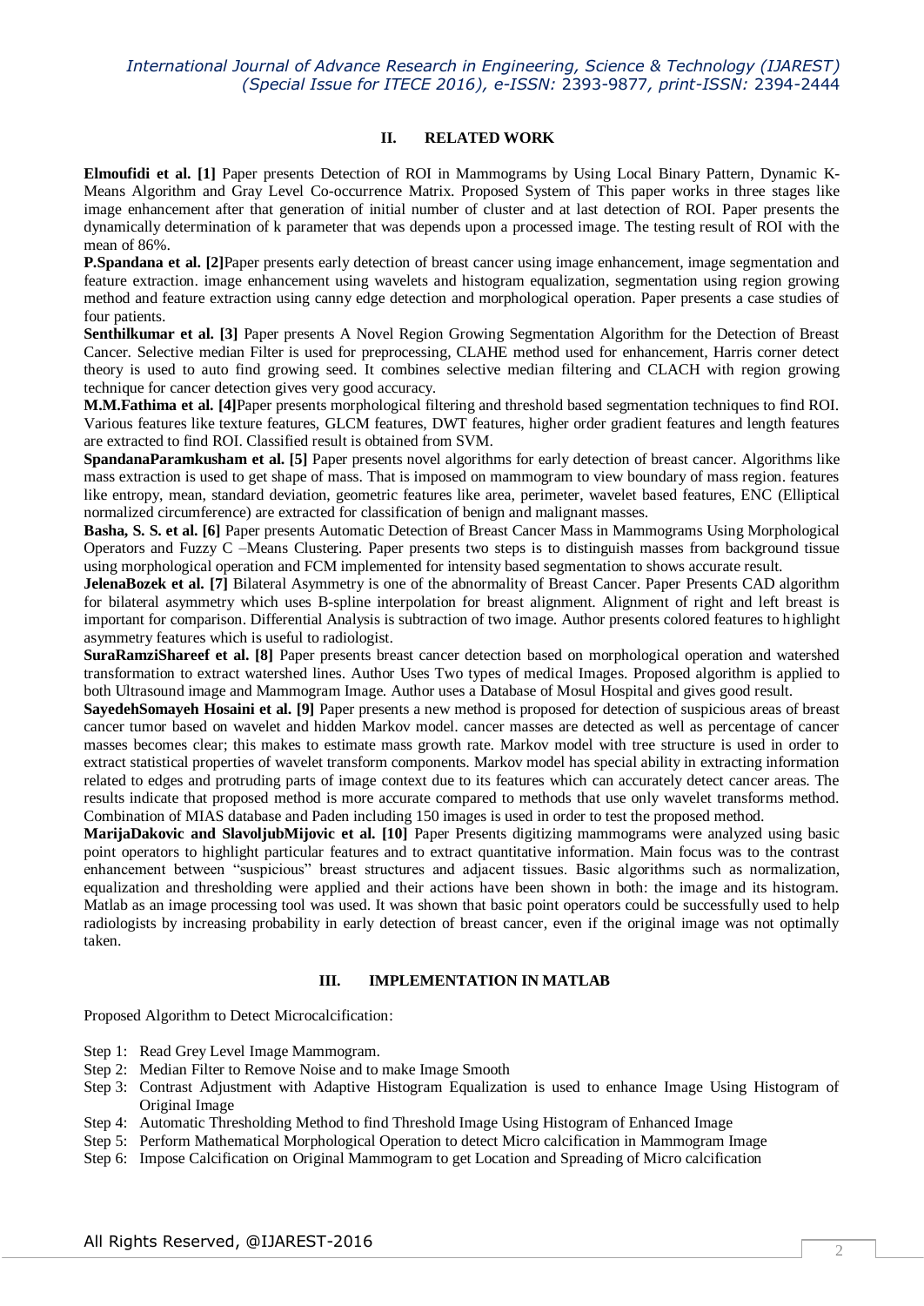## II. RELATED WORK

**Elmoufidi et al. [1]** Paper presents Detection of ROI in Mammograms by Using Local Binary Pattern, Dynamic K-Means Algorithm and Gray Level Co-occurrence Matrix. Proposed System of This paper works in three stages like image enhancement after that generation of initial number of cluster and at last detection of ROI. Paper presents the dynamically determination of k parameter that was depends upon a processed image. The testing result of ROI with the mean of 86%.

**P.Spandana et al. [2]**Paper presents early detection of breast cancer using image enhancement, image segmentation and feature extraction. image enhancement using wavelets and histogram equalization, segmentation using region growing method and feature extraction using canny edge detection and morphological operation. Paper presents a case studies of four patients.

**Senthilkumar et al. [3]** Paper presents A Novel Region Growing Segmentation Algorithm for the Detection of Breast Cancer. Selective median Filter is used for preprocessing, CLAHE method used for enhancement, Harris corner detect theory is used to auto find growing seed. It combines selective median filtering and CLACH with region growing technique for cancer detection gives very good accuracy.

**M.M.Fathima et al. [4]**Paper presents morphological filtering and threshold based segmentation techniques to find ROI. Various features like texture features, GLCM features, DWT features, higher order gradient features and length features are extracted to find ROI. Classified result is obtained from SVM.

**SpandanaParamkusham et al. [5]** Paper presents novel algorithms for early detection of breast cancer. Algorithms like mass extraction is used to get shape of mass. That is imposed on mammogram to view boundary of mass region. features like entropy, mean, standard deviation, geometric features like area, perimeter, wavelet based features, ENC (Elliptical normalized circumference) are extracted for classification of benign and malignant masses.

**Basha, S. S. et al. [6]** Paper presents Automatic Detection of Breast Cancer Mass in Mammograms Using Morphological Operators and Fuzzy C –Means Clustering. Paper presents two steps is to distinguish masses from background tissue using morphological operation and FCM implemented for intensity based segmentation to shows accurate result.

**JelenaBozek et al. [7]** Bilateral Asymmetry is one of the abnormality of Breast Cancer. Paper Presents CAD algorithm for bilateral asymmetry which uses B-spline interpolation for breast alignment. Alignment of right and left breast is important for comparison. Differential Analysis is subtraction of two image. Author presents colored features to highlight asymmetry features which is useful to radiologist.

**SuraRamziShareef et al. [8]** Paper presents breast cancer detection based on morphological operation and watershed transformation to extract watershed lines. Author Uses Two types of medical Images. Proposed algorithm is applied to both Ultrasound image and Mammogram Image. Author uses a Database of Mosul Hospital and gives good result.

**SayedehSomayeh Hosaini et al. [9]** Paper presents a new method is proposed for detection of suspicious areas of breast cancer tumor based on wavelet and hidden Markov model. cancer masses are detected as well as percentage of cancer masses becomes clear; this makes to estimate mass growth rate. Markov model with tree structure is used in order to extract statistical properties of wavelet transform components. Markov model has special ability in extracting information related to edges and protruding parts of image context due to its features which can accurately detect cancer areas. The results indicate that proposed method is more accurate compared to methods that use only wavelet transforms method. Combination of MIAS database and Paden including 150 images is used in order to test the proposed method.

**MarijaDakovic and SlavoljubMijovic et al. [10]** Paper Presents digitizing mammograms were analyzed using basic point operators to highlight particular features and to extract quantitative information. Main focus was to the contrast enhancement between "suspicious" breast structures and adjacent tissues. Basic algorithms such as normalization, equalization and thresholding were applied and their actions have been shown in both: the image and its histogram. Matlab as an image processing tool was used. It was shown that basic point operators could be successfully used to help radiologists by increasing probability in early detection of breast cancer, even if the original image was not optimally taken.

## III. IMPLEMENTATION IN MATLAB

Proposed Algorithm to Detect Microcalcification:

- Step 1: Read Grey Level Image Mammogram.
- Step 2: Median Filter to Remove Noise and to make Image Smooth
- Step 3: Contrast Adjustment with Adaptive Histogram Equalization is used to enhance Image Using Histogram of Original Image
- Step 4: Automatic Thresholding Method to find Threshold Image Using Histogram of Enhanced Image
- Step 5: Perform Mathematical Morphological Operation to detect Micro calcification in Mammogram Image
- Step 6: Impose Calcification on Original Mammogram to get Location and Spreading of Micro calcification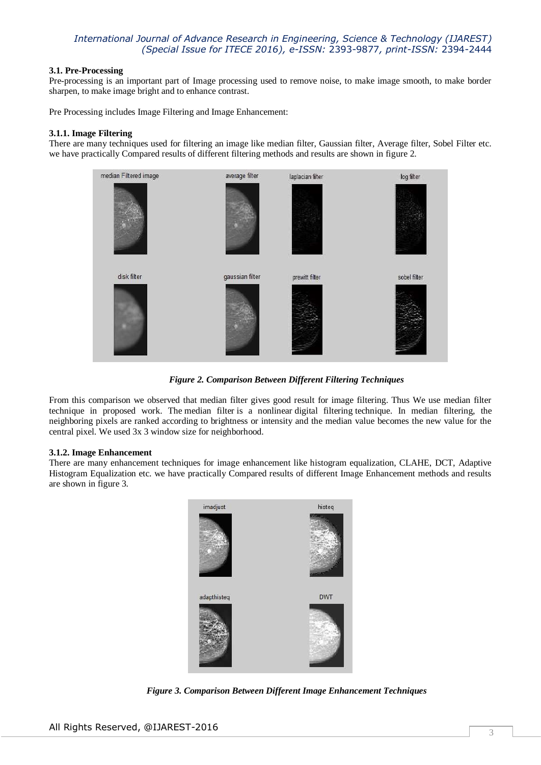### 3.1. Pre-Processing

Pre-processing is an important part of Image processing used to remove noise, to make image smooth, to make border sharpen, to make image bright and to enhance contrast.

Pre Processing includes Image Filtering and Image Enhancement:

#### 3.1.1. Image Filtering

There are many techniques used for filtering an image like median filter, Gaussian filter, Average filter, Sobel Filter etc. we have practically Compared results of different filtering methods and results are shown in figure 2.

***Figure 2. Comparison Between Different Filtering Techniques***

From this comparison we observed that median filter gives good result for image filtering. Thus We use median filter technique in proposed work. The median filter is a nonlinear digital filtering technique. In median filtering, the neighboring pixels are ranked according to brightness or intensity and the median value becomes the new value for the central pixel. We used 3x 3 window size for neighborhood.

#### 3.1.2. Image Enhancement

There are many enhancement techniques for image enhancement like histogram equalization, CLAHE, DCT, Adaptive Histogram Equalization etc. we have practically Compared results of different Image Enhancement methods and results are shown in figure 3.

***Figure 3. Comparison Between Different Image Enhancement Techniques***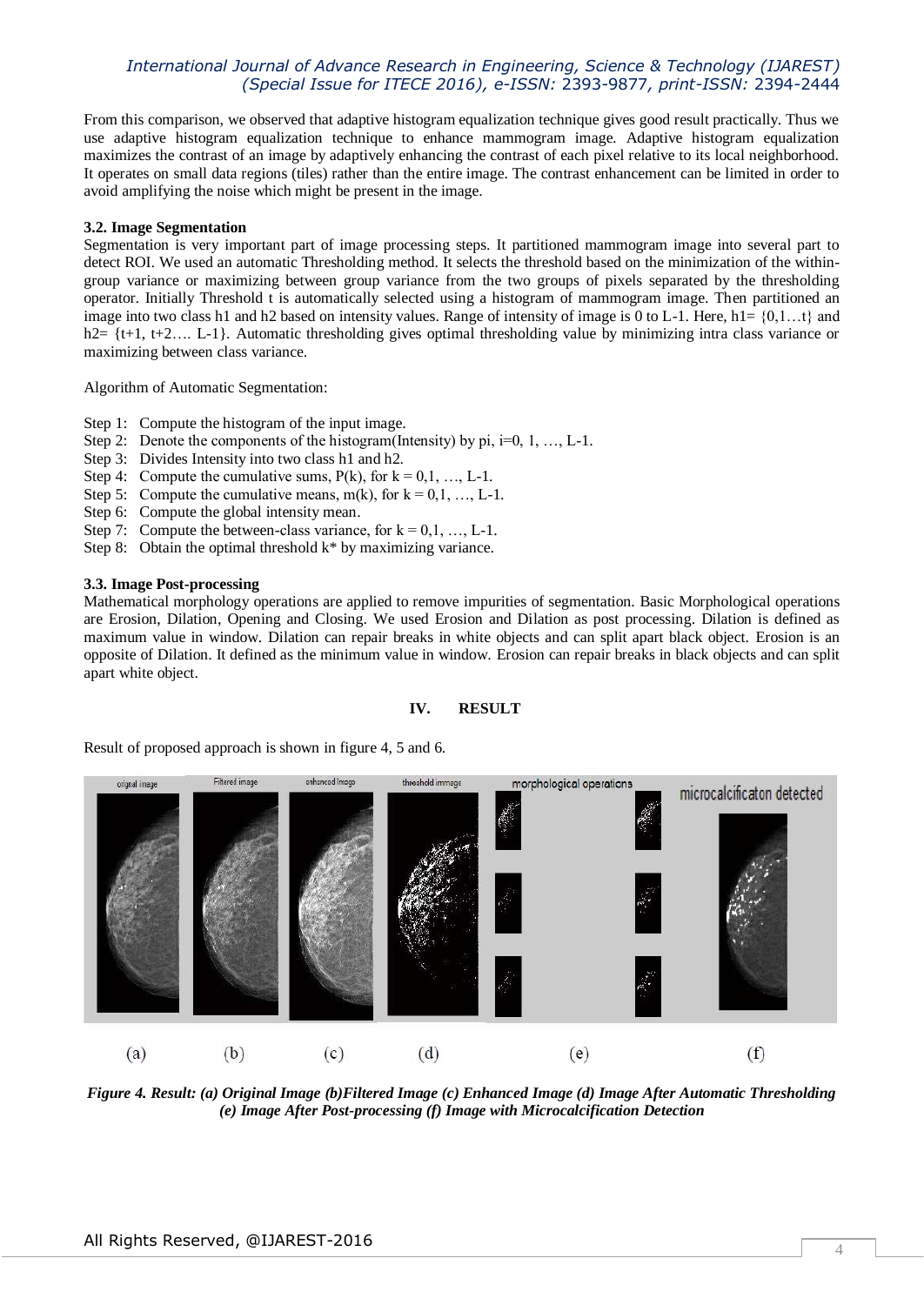From this comparison, we observed that adaptive histogram equalization technique gives good result practically. Thus we use adaptive histogram equalization technique to enhance mammogram image. Adaptive histogram equalization maximizes the contrast of an image by adaptively enhancing the contrast of each pixel relative to its local neighborhood. It operates on small data regions (tiles) rather than the entire image. The contrast enhancement can be limited in order to avoid amplifying the noise which might be present in the image.

### 3.2. Image Segmentation

Segmentation is very important part of image processing steps. It partitioned mammogram image into several part to detect ROI. We used an automatic Thresholding method. It selects the threshold based on the minimization of the within-group variance or maximizing between group variance from the two groups of pixels separated by the thresholding operator. Initially Threshold t is automatically selected using a histogram of mammogram image. Then partitioned an image into two class h1 and h2 based on intensity values. Range of intensity of image is 0 to L-1. Here, h1= {0,1…t} and h2= {t+1, t+2…. L-1}. Automatic thresholding gives optimal thresholding value by minimizing intra class variance or maximizing between class variance.

Algorithm of Automatic Segmentation:

Step 1: Compute the histogram of the input image.
Step 2: Denote the components of the histogram(Intensity) by pi, i=0, 1, …, L-1.
Step 3: Divides Intensity into two class h1 and h2.
Step 4: Compute the cumulative sums, P(k), for k = 0,1, …, L-1.
Step 5: Compute the cumulative means, m(k), for k = 0,1, …, L-1.
Step 6: Compute the global intensity mean.
Step 7: Compute the between-class variance, for k = 0,1, …, L-1.
Step 8: Obtain the optimal threshold k* by maximizing variance.

### 3.3. Image Post-processing

Mathematical morphology operations are applied to remove impurities of segmentation. Basic Morphological operations are Erosion, Dilation, Opening and Closing. We used Erosion and Dilation as post processing. Dilation is defined as maximum value in window. Dilation can repair breaks in white objects and can split apart black object. Erosion is an opposite of Dilation. It defined as the minimum value in window. Erosion can repair breaks in black objects and can split apart white object.

## IV. RESULT

Result of proposed approach is shown in figure 4, 5 and 6.

*Figure 4. Result: (a) Original Image (b)Filtered Image (c) Enhanced Image (d) Image After Automatic Thresholding (e) Image After Post-processing (f) Image with Microcalcification Detection*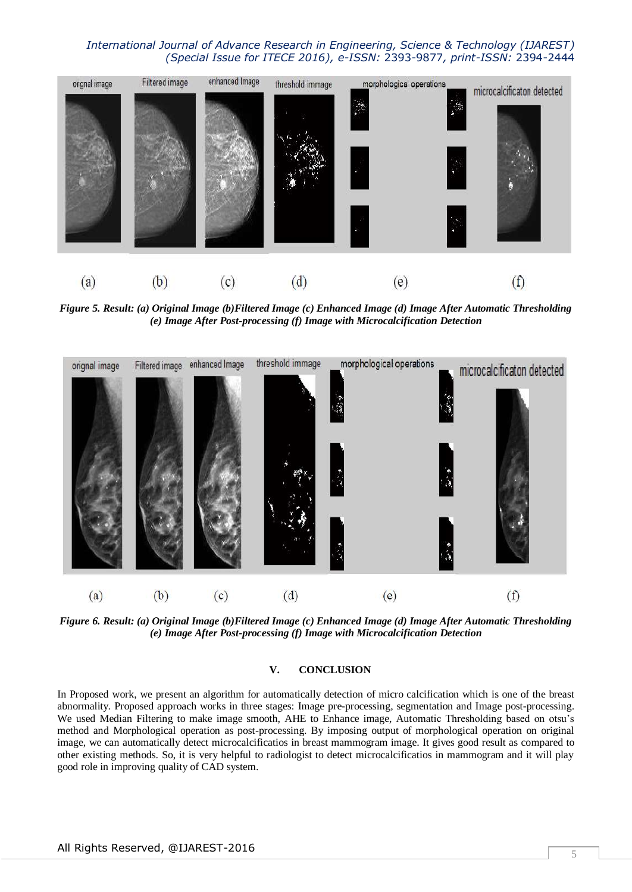*Figure 5. Result: (a) Original Image (b)Filtered Image (c) Enhanced Image (d) Image After Automatic Thresholding (e) Image After Post-processing (f) Image with Microcalcification Detection*

*Figure 6. Result: (a) Original Image (b)Filtered Image (c) Enhanced Image (d) Image After Automatic Thresholding (e) Image After Post-processing (f) Image with Microcalcification Detection*

## V. CONCLUSION

In Proposed work, we present an algorithm for automatically detection of micro calcification which is one of the breast abnormality. Proposed approach works in three stages: Image pre-processing, segmentation and Image post-processing. We used Median Filtering to make image smooth, AHE to Enhance image, Automatic Thresholding based on otsu's method and Morphological operation as post-processing. By imposing output of morphological operation on original image, we can automatically detect microcalcificatios in breast mammogram image. It gives good result as compared to other existing methods. So, it is very helpful to radiologist to detect microcalcificatios in mammogram and it will play good role in improving quality of CAD system.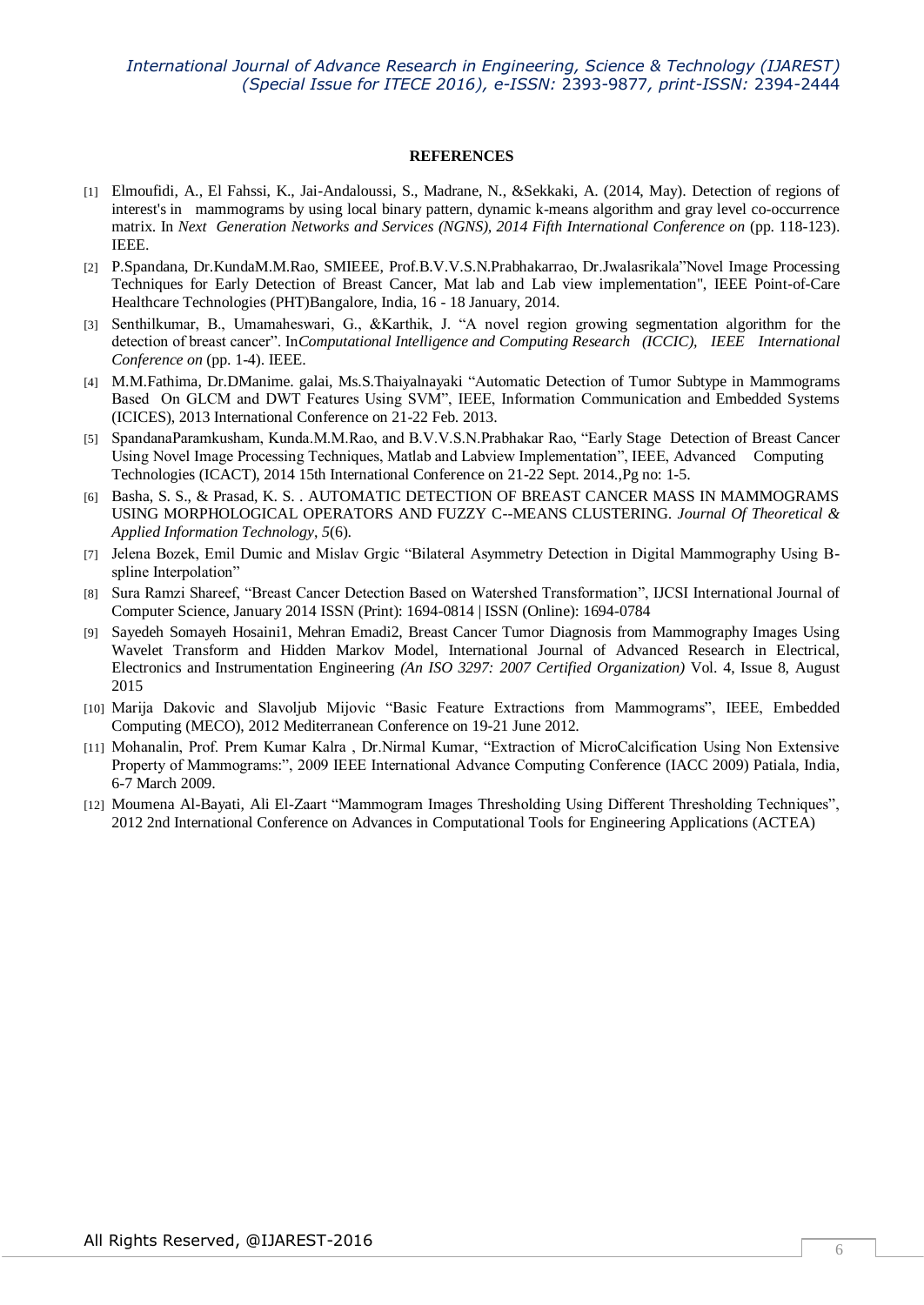**REFERENCES**

[1] Elmoufidi, A., El Fahssi, K., Jai-Andaloussi, S., Madrane, N., &Sekkaki, A. (2014, May). Detection of regions of interest's in mammograms by using local binary pattern, dynamic k-means algorithm and gray level co-occurrence matrix. In *Next Generation Networks and Services (NGNS), 2014 Fifth International Conference on* (pp. 118-123). IEEE.

[2] P.Spandana, Dr.KundaM.M.Rao, SMIEEE, Prof.B.V.V.S.N.Prabhakarrao, Dr.Jwalasrikala"Novel Image Processing Techniques for Early Detection of Breast Cancer, Mat lab and Lab view implementation", IEEE Point-of-Care Healthcare Technologies (PHT)Bangalore, India, 16 - 18 January, 2014.

[3] Senthilkumar, B., Umamaheswari, G., &Karthik, J. "A novel region growing segmentation algorithm for the detection of breast cancer". In*Computational Intelligence and Computing Research (ICCIC), IEEE International Conference on* (pp. 1-4). IEEE.

[4] M.M.Fathima, Dr.DManime. galai, Ms.S.Thaiyalnayaki "Automatic Detection of Tumor Subtype in Mammograms Based On GLCM and DWT Features Using SVM", IEEE, Information Communication and Embedded Systems (ICICES), 2013 International Conference on 21-22 Feb. 2013.

[5] SpandanaParamkusham, Kunda.M.M.Rao, and B.V.V.S.N.Prabhakar Rao, "Early Stage Detection of Breast Cancer Using Novel Image Processing Techniques, Matlab and Labview Implementation", IEEE, Advanced Computing Technologies (ICACT), 2014 15th International Conference on 21-22 Sept. 2014.,Pg no: 1-5.

[6] Basha, S. S., & Prasad, K. S. . AUTOMATIC DETECTION OF BREAST CANCER MASS IN MAMMOGRAMS USING MORPHOLOGICAL OPERATORS AND FUZZY C--MEANS CLUSTERING. *Journal Of Theoretical & Applied Information Technology*, *5*(6).

[7] Jelena Bozek, Emil Dumic and Mislav Grgic "Bilateral Asymmetry Detection in Digital Mammography Using B-spline Interpolation"

[8] Sura Ramzi Shareef, "Breast Cancer Detection Based on Watershed Transformation", IJCSI International Journal of Computer Science, January 2014 ISSN (Print): 1694-0814 | ISSN (Online): 1694-0784

[9] Sayedeh Somayeh Hosaini1, Mehran Emadi2, Breast Cancer Tumor Diagnosis from Mammography Images Using Wavelet Transform and Hidden Markov Model, International Journal of Advanced Research in Electrical, Electronics and Instrumentation Engineering *(An ISO 3297: 2007 Certified Organization)* Vol. 4, Issue 8, August 2015

[10] Marija Dakovic and Slavoljub Mijovic "Basic Feature Extractions from Mammograms", IEEE, Embedded Computing (MECO), 2012 Mediterranean Conference on 19-21 June 2012.

[11] Mohanalin, Prof. Prem Kumar Kalra , Dr.Nirmal Kumar, "Extraction of MicroCalcification Using Non Extensive Property of Mammograms:", 2009 IEEE International Advance Computing Conference (IACC 2009) Patiala, India, 6-7 March 2009.

[12] Moumena Al-Bayati, Ali El-Zaart "Mammogram Images Thresholding Using Different Thresholding Techniques", 2012 2nd International Conference on Advances in Computational Tools for Engineering Applications (ACTEA)